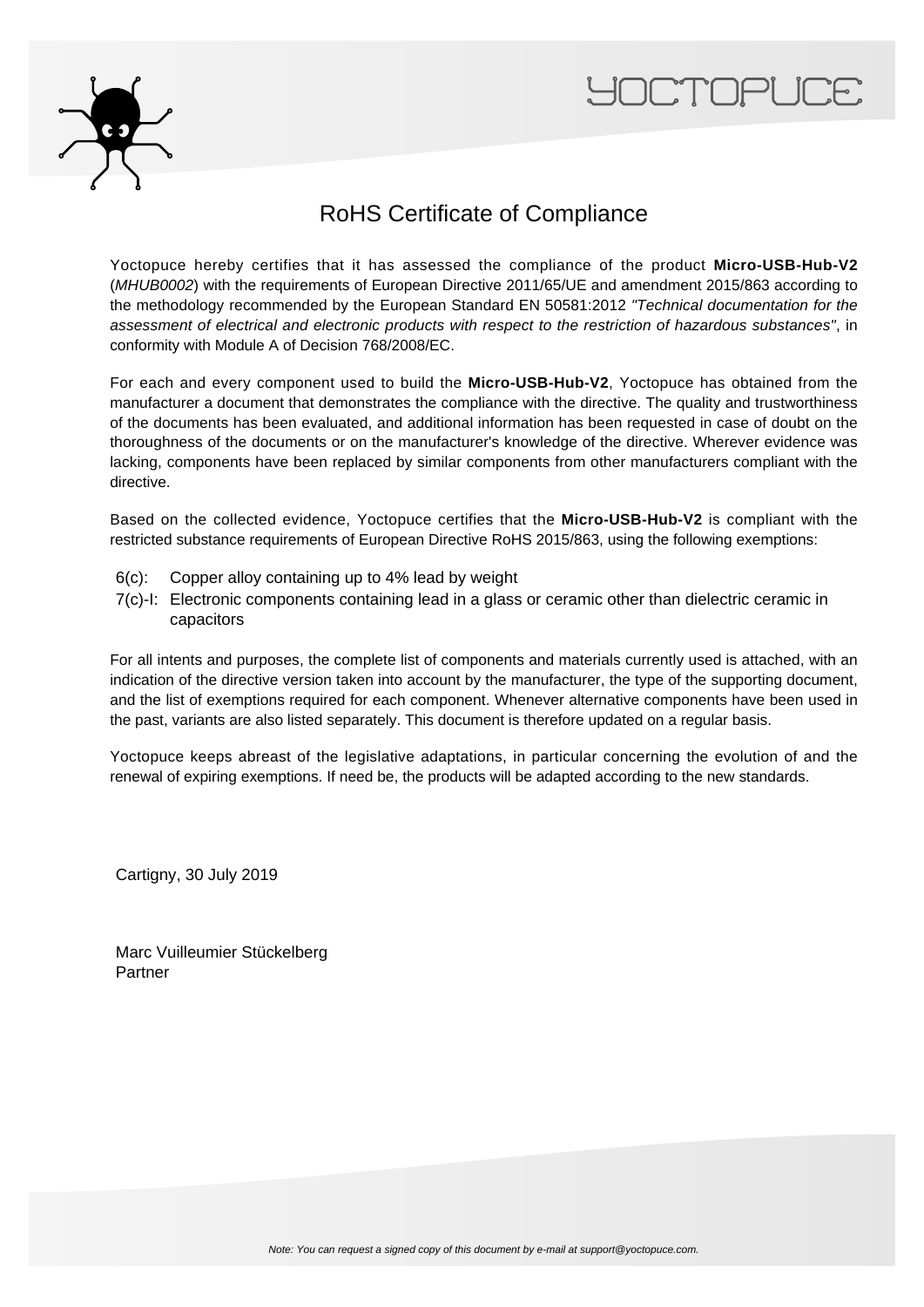# RoHS Certificate of Compliance

Yoctopuce hereby certifies that it has assessed the compliance of the product **Micro-USB-Hub-V2** (*MHUB0002*) with the requirements of European Directive 2011/65/UE and amendment 2015/863 according to the methodology recommended by the European Standard EN 50581:2012 *"Technical documentation for the assessment of electrical and electronic products with respect to the restriction of hazardous substances"*, in conformity with Module A of Decision 768/2008/EC.

For each and every component used to build the **Micro-USB-Hub-V2**, Yoctopuce has obtained from the manufacturer a document that demonstrates the compliance with the directive. The quality and trustworthiness of the documents has been evaluated, and additional information has been requested in case of doubt on the thoroughness of the documents or on the manufacturer's knowledge of the directive. Wherever evidence was lacking, components have been replaced by similar components from other manufacturers compliant with the directive.

Based on the collected evidence, Yoctopuce certifies that the **Micro-USB-Hub-V2** is compliant with the restricted substance requirements of European Directive RoHS 2015/863, using the following exemptions:

- 6(c): Copper alloy containing up to 4% lead by weight
- 7(c)-I: Electronic components containing lead in a glass or ceramic other than dielectric ceramic in capacitors

For all intents and purposes, the complete list of components and materials currently used is attached, with an indication of the directive version taken into account by the manufacturer, the type of the supporting document, and the list of exemptions required for each component. Whenever alternative components have been used in the past, variants are also listed separately. This document is therefore updated on a regular basis.

Yoctopuce keeps abreast of the legislative adaptations, in particular concerning the evolution of and the renewal of expiring exemptions. If need be, the products will be adapted according to the new standards.

Cartigny, 30 July 2019

Marc Vuilleumier Stückelberg
Partner

*Note: You can request a signed copy of this document by e-mail at support@yoctopuce.com.*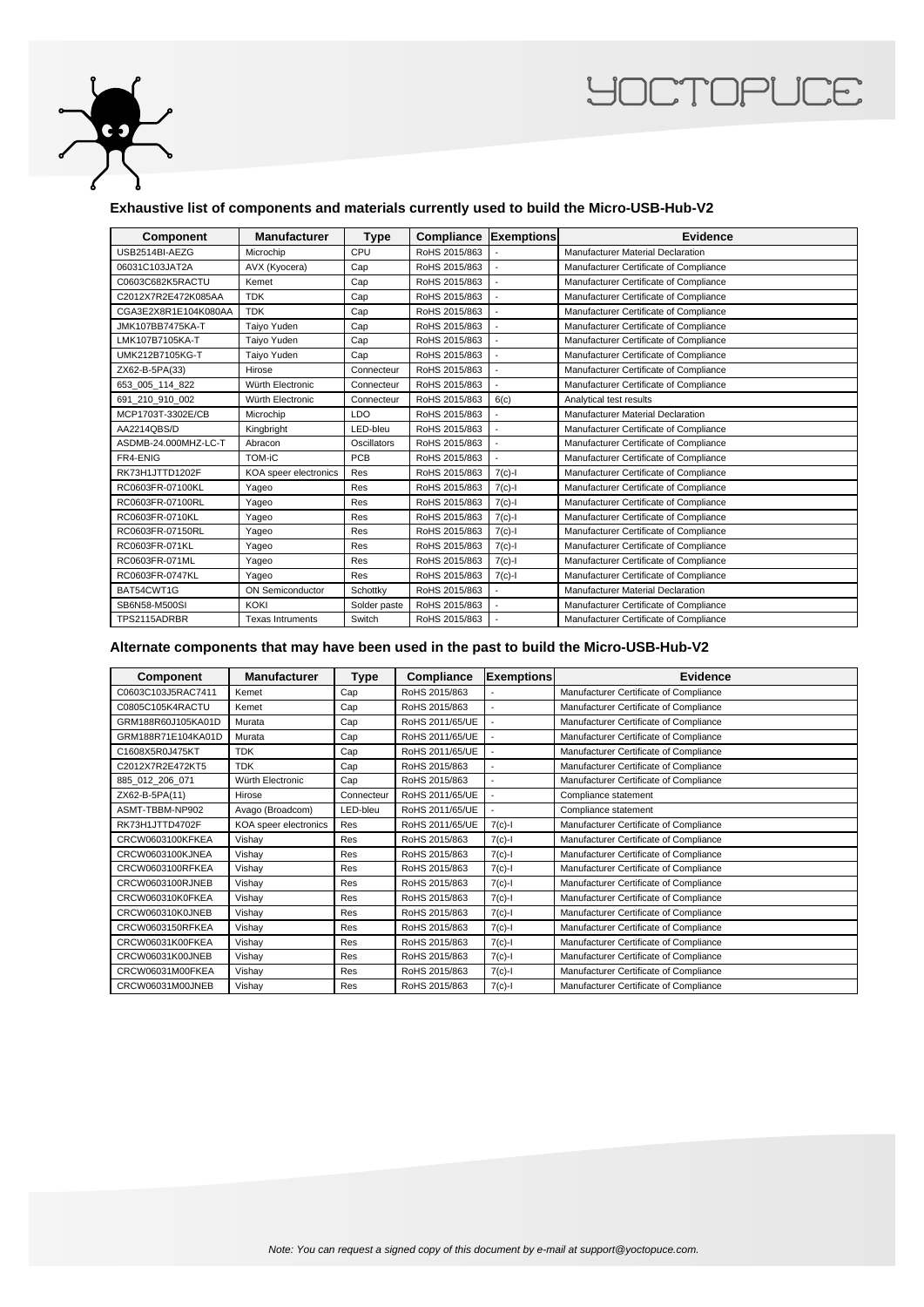### Exhaustive list of components and materials currently used to build the Micro-USB-Hub-V2

| Component | Manufacturer | Type | Compliance | Exemptions | Evidence |
|---|---|---|---|---|---|
| USB2514BI-AEZG | Microchip | CPU | RoHS 2015/863 | - | Manufacturer Material Declaration |
| 06031C103JAT2A | AVX (Kyocera) | Cap | RoHS 2015/863 | - | Manufacturer Certificate of Compliance |
| C0603C682K5RACTU | Kemet | Cap | RoHS 2015/863 | - | Manufacturer Certificate of Compliance |
| C2012X7R2E472K085AA | TDK | Cap | RoHS 2015/863 | - | Manufacturer Certificate of Compliance |
| CGA3E2X8R1E104K080AA | TDK | Cap | RoHS 2015/863 | - | Manufacturer Certificate of Compliance |
| JMK107BB7475KA-T | Taiyo Yuden | Cap | RoHS 2015/863 | - | Manufacturer Certificate of Compliance |
| LMK107B7105KA-T | Taiyo Yuden | Cap | RoHS 2015/863 | - | Manufacturer Certificate of Compliance |
| UMK212B7105KG-T | Taiyo Yuden | Cap | RoHS 2015/863 | - | Manufacturer Certificate of Compliance |
| ZX62-B-5PA(33) | Hirose | Connecteur | RoHS 2015/863 | - | Manufacturer Certificate of Compliance |
| 653_005_114_822 | Würth Electronic | Connecteur | RoHS 2015/863 | - | Manufacturer Certificate of Compliance |
| 691_210_910_002 | Würth Electronic | Connecteur | RoHS 2015/863 | 6(c) | Analytical test results |
| MCP1703T-3302E/CB | Microchip | LDO | RoHS 2015/863 | - | Manufacturer Material Declaration |
| AA2214QBS/D | Kingbright | LED-bleu | RoHS 2015/863 | - | Manufacturer Certificate of Compliance |
| ASDMB-24.000MHZ-LC-T | Abracon | Oscillators | RoHS 2015/863 | - | Manufacturer Certificate of Compliance |
| FR4-ENIG | TOM-iC | PCB | RoHS 2015/863 | - | Manufacturer Certificate of Compliance |
| RK73H1JTTD1202F | KOA speer electronics | Res | RoHS 2015/863 | 7(c)-I | Manufacturer Certificate of Compliance |
| RC0603FR-07100KL | Yageo | Res | RoHS 2015/863 | 7(c)-I | Manufacturer Certificate of Compliance |
| RC0603FR-07100RL | Yageo | Res | RoHS 2015/863 | 7(c)-I | Manufacturer Certificate of Compliance |
| RC0603FR-0710KL | Yageo | Res | RoHS 2015/863 | 7(c)-I | Manufacturer Certificate of Compliance |
| RC0603FR-07150RL | Yageo | Res | RoHS 2015/863 | 7(c)-I | Manufacturer Certificate of Compliance |
| RC0603FR-071KL | Yageo | Res | RoHS 2015/863 | 7(c)-I | Manufacturer Certificate of Compliance |
| RC0603FR-071ML | Yageo | Res | RoHS 2015/863 | 7(c)-I | Manufacturer Certificate of Compliance |
| RC0603FR-0747KL | Yageo | Res | RoHS 2015/863 | 7(c)-I | Manufacturer Certificate of Compliance |
| BAT54CWT1G | ON Semiconductor | Schottky | RoHS 2015/863 | - | Manufacturer Material Declaration |
| SB6N58-M500SI | KOKI | Solder paste | RoHS 2015/863 | - | Manufacturer Certificate of Compliance |
| TPS2115ADRBR | Texas Intruments | Switch | RoHS 2015/863 | - | Manufacturer Certificate of Compliance |

### Alternate components that may have been used in the past to build the Micro-USB-Hub-V2

| Component | Manufacturer | Type | Compliance | Exemptions | Evidence |
|---|---|---|---|---|---|
| C0603C103J5RAC7411 | Kemet | Cap | RoHS 2015/863 | - | Manufacturer Certificate of Compliance |
| C0805C105K4RACTU | Kemet | Cap | RoHS 2015/863 | - | Manufacturer Certificate of Compliance |
| GRM188R60J105KA01D | Murata | Cap | RoHS 2011/65/UE | - | Manufacturer Certificate of Compliance |
| GRM188R71E104KA01D | Murata | Cap | RoHS 2011/65/UE | - | Manufacturer Certificate of Compliance |
| C1608X5R0J475KT | TDK | Cap | RoHS 2011/65/UE | - | Manufacturer Certificate of Compliance |
| C2012X7R2E472KT5 | TDK | Cap | RoHS 2015/863 | - | Manufacturer Certificate of Compliance |
| 885_012_206_071 | Würth Electronic | Cap | RoHS 2015/863 | - | Manufacturer Certificate of Compliance |
| ZX62-B-5PA(11) | Hirose | Connecteur | RoHS 2011/65/UE | - | Compliance statement |
| ASMT-TBBM-NP902 | Avago (Broadcom) | LED-bleu | RoHS 2011/65/UE | - | Compliance statement |
| RK73H1JTTD4702F | KOA speer electronics | Res | RoHS 2011/65/UE | 7(c)-I | Manufacturer Certificate of Compliance |
| CRCW0603100KFKEA | Vishay | Res | RoHS 2015/863 | 7(c)-I | Manufacturer Certificate of Compliance |
| CRCW0603100KJNEA | Vishay | Res | RoHS 2015/863 | 7(c)-I | Manufacturer Certificate of Compliance |
| CRCW0603100RFKEA | Vishay | Res | RoHS 2015/863 | 7(c)-I | Manufacturer Certificate of Compliance |
| CRCW0603100RJNEB | Vishay | Res | RoHS 2015/863 | 7(c)-I | Manufacturer Certificate of Compliance |
| CRCW060310K0FKEA | Vishay | Res | RoHS 2015/863 | 7(c)-I | Manufacturer Certificate of Compliance |
| CRCW060310K0JNEB | Vishay | Res | RoHS 2015/863 | 7(c)-I | Manufacturer Certificate of Compliance |
| CRCW0603150RFKEA | Vishay | Res | RoHS 2015/863 | 7(c)-I | Manufacturer Certificate of Compliance |
| CRCW06031K00FKEA | Vishay | Res | RoHS 2015/863 | 7(c)-I | Manufacturer Certificate of Compliance |
| CRCW06031K00JNEB | Vishay | Res | RoHS 2015/863 | 7(c)-I | Manufacturer Certificate of Compliance |
| CRCW06031M00FKEA | Vishay | Res | RoHS 2015/863 | 7(c)-I | Manufacturer Certificate of Compliance |
| CRCW06031M00JNEB | Vishay | Res | RoHS 2015/863 | 7(c)-I | Manufacturer Certificate of Compliance |

*Note: You can request a signed copy of this document by e-mail at support@yoctopuce.com.*